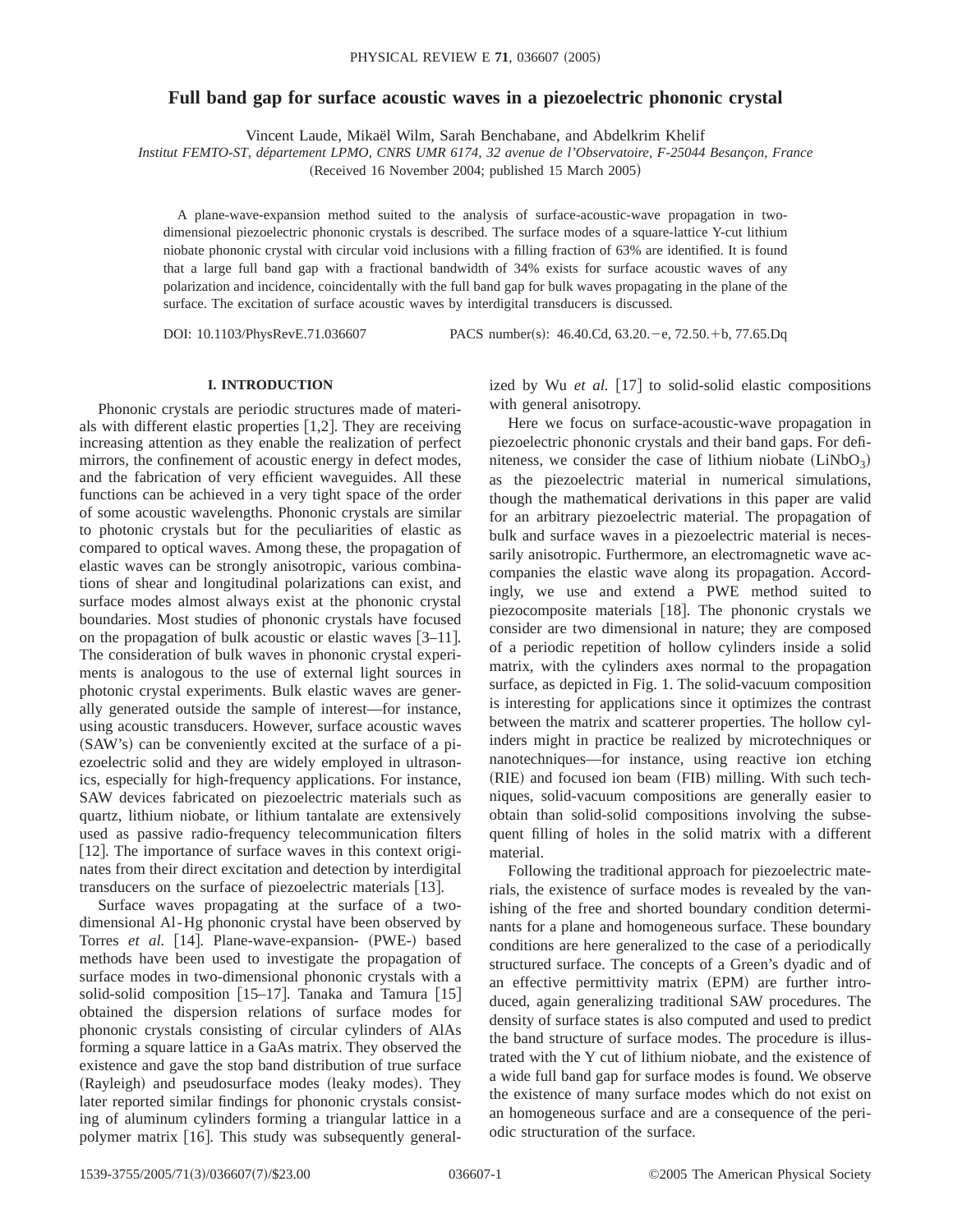# Full band gap for surface acoustic waves in a piezoelectric phononic crystal

Vincent Laude, Mikaël Wilm, Sarah Benchabane, and Abdelkrim Khelif

*Institut FEMTO-ST, département LPMO, CNRS UMR 6174, 32 avenue de l'Observatoire, F-25044 Besançon, France*

(Received 16 November 2004; published 15 March 2005)

A plane-wave-expansion method suited to the analysis of surface-acoustic-wave propagation in two-dimensional piezoelectric phononic crystals is described. The surface modes of a square-lattice Y-cut lithium niobate phononic crystal with circular void inclusions with a filling fraction of 63% are identified. It is found that a large full band gap with a fractional bandwidth of 34% exists for surface acoustic waves of any polarization and incidence, coincidentally with the full band gap for bulk waves propagating in the plane of the surface. The excitation of surface acoustic waves by interdigital transducers is discussed.

DOI: 10.1103/PhysRevE.71.036607 PACS number(s): 46.40.Cd, 63.20.−e, 72.50.+b, 77.65.Dq

## I. INTRODUCTION

Phononic crystals are periodic structures made of materials with different elastic properties [1,2]. They are receiving increasing attention as they enable the realization of perfect mirrors, the confinement of acoustic energy in defect modes, and the fabrication of very efficient waveguides. All these functions can be achieved in a very tight space of the order of some acoustic wavelengths. Phononic crystals are similar to photonic crystals but for the peculiarities of elastic as compared to optical waves. Among these, the propagation of elastic waves can be strongly anisotropic, various combinations of shear and longitudinal polarizations can exist, and surface modes almost always exist at the phononic crystal boundaries. Most studies of phononic crystals have focused on the propagation of bulk acoustic or elastic waves [3–11]. The consideration of bulk waves in phononic crystal experiments is analogous to the use of external light sources in photonic crystal experiments. Bulk elastic waves are generally generated outside the sample of interest—for instance, using acoustic transducers. However, surface acoustic waves (SAW's) can be conveniently excited at the surface of a piezoelectric solid and they are widely employed in ultrasonics, especially for high-frequency applications. For instance, SAW devices fabricated on piezoelectric materials such as quartz, lithium niobate, or lithium tantalate are extensively used as passive radio-frequency telecommunication filters [12]. The importance of surface waves in this context originates from their direct excitation and detection by interdigital transducers on the surface of piezoelectric materials [13].

Surface waves propagating at the surface of a two-dimensional Al-Hg phononic crystal have been observed by Torres *et al.* [14]. Plane-wave-expansion- (PWE-) based methods have been used to investigate the propagation of surface modes in two-dimensional phononic crystals with a solid-solid composition [15–17]. Tanaka and Tamura [15] obtained the dispersion relations of surface modes for phononic crystals consisting of circular cylinders of AlAs forming a square lattice in a GaAs matrix. They observed the existence and gave the stop band distribution of true surface (Rayleigh) and pseudosurface modes (leaky modes). They later reported similar findings for phononic crystals consisting of aluminum cylinders forming a triangular lattice in a polymer matrix [16]. This study was subsequently generalized by Wu *et al.* [17] to solid-solid elastic compositions with general anisotropy.

Here we focus on surface-acoustic-wave propagation in piezoelectric phononic crystals and their band gaps. For definiteness, we consider the case of lithium niobate ($LiNbO_3$) as the piezoelectric material in numerical simulations, though the mathematical derivations in this paper are valid for an arbitrary piezoelectric material. The propagation of bulk and surface waves in a piezoelectric material is necessarily anisotropic. Furthermore, an electromagnetic wave accompanies the elastic wave along its propagation. Accordingly, we use and extend a PWE method suited to piezocomposite materials [18]. The phononic crystals we consider are two dimensional in nature; they are composed of a periodic repetition of hollow cylinders inside a solid matrix, with the cylinders axes normal to the propagation surface, as depicted in Fig. 1. The solid-vacuum composition is interesting for applications since it optimizes the contrast between the matrix and scatterer properties. The hollow cylinders might in practice be realized by microtechniques or nanotechniques—for instance, using reactive ion etching (RIE) and focused ion beam (FIB) milling. With such techniques, solid-vacuum compositions are generally easier to obtain than solid-solid compositions involving the subsequent filling of holes in the solid matrix with a different material.

Following the traditional approach for piezoelectric materials, the existence of surface modes is revealed by the vanishing of the free and shorted boundary condition determinants for a plane and homogeneous surface. These boundary conditions are here generalized to the case of a periodically structured surface. The concepts of a Green's dyadic and of an effective permittivity matrix (EPM) are further introduced, again generalizing traditional SAW procedures. The density of surface states is also computed and used to predict the band structure of surface modes. The procedure is illustrated with the Y cut of lithium niobate, and the existence of a wide full band gap for surface modes is found. We observe the existence of many surface modes which do not exist on an homogeneous surface and are a consequence of the periodic structuration of the surface.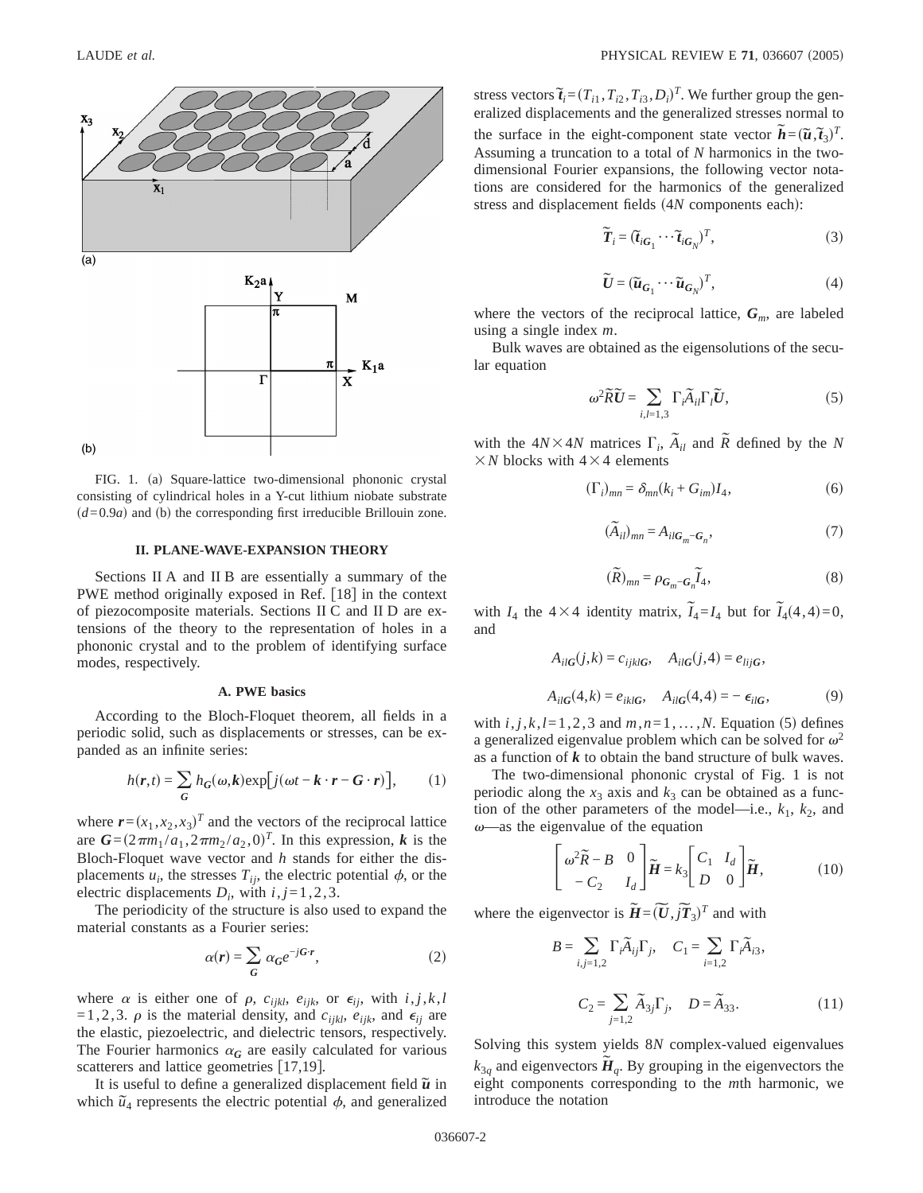FIG. 1. (a) Square-lattice two-dimensional phononic crystal consisting of cylindrical holes in a Y-cut lithium niobate substrate $(d=0.9a)$ and (b) the corresponding first irreducible Brillouin zone.

## II. PLANE-WAVE-EXPANSION THEORY

Sections II A and II B are essentially a summary of the PWE method originally exposed in Ref. [18] in the context of piezocomposite materials. Sections II C and II D are extensions of the theory to the representation of holes in a phononic crystal and to the problem of identifying surface modes, respectively.

### A. PWE basics

According to the Bloch-Floquet theorem, all fields in a periodic solid, such as displacements or stresses, can be expanded as an infinite series:

$$h(\boldsymbol{r},t) = \sum_{\boldsymbol{G}} h_{\boldsymbol{G}}(\omega,\boldsymbol{k})\exp\left[j(\omega t - \boldsymbol{k}\cdot\boldsymbol{r} - \boldsymbol{G}\cdot\boldsymbol{r})\right], \qquad (1)$$

where $\boldsymbol{r}=(x_1,x_2,x_3)^T$ and the vectors of the reciprocal lattice are $\boldsymbol{G}=(2\pi m_1/a_1, 2\pi m_2/a_2, 0)^T$. In this expression, $\boldsymbol{k}$ is the Bloch-Floquet wave vector and $h$ stands for either the displacements $u_i$, the stresses $T_{ij}$, the electric potential $\phi$, or the electric displacements $D_i$, with $i,j=1,2,3$.

The periodicity of the structure is also used to expand the material constants as a Fourier series:

$$\alpha(\boldsymbol{r}) = \sum_{\boldsymbol{G}} \alpha_{\boldsymbol{G}} e^{-j\boldsymbol{G}\cdot\boldsymbol{r}}, \qquad (2)$$

where $\alpha$ is either one of $\rho$, $c_{ijkl}$, $e_{ijk}$, or $\epsilon_{ij}$, with $i,j,k,l=1,2,3$. $\rho$ is the material density, and $c_{ijkl}$, $e_{ijk}$, and $\epsilon_{ij}$ are the elastic, piezoelectric, and dielectric tensors, respectively. The Fourier harmonics $\alpha_{\boldsymbol{G}}$ are easily calculated for various scatterers and lattice geometries [17,19].

It is useful to define a generalized displacement field $\tilde{\boldsymbol{u}}$ in which $\tilde{u}_4$ represents the electric potential $\phi$, and generalized stress vectors $\tilde{\boldsymbol{t}}_i=(T_{i1},T_{i2},T_{i3},D_i)^T$. We further group the generalized displacements and the generalized stresses normal to the surface in the eight-component state vector $\tilde{\boldsymbol{h}}=(\tilde{\boldsymbol{u}},\tilde{\boldsymbol{t}}_3)^T$. Assuming a truncation to a total of $N$ harmonics in the two-dimensional Fourier expansions, the following vector notations are considered for the harmonics of the generalized stress and displacement fields ($4N$ components each):

$$\tilde{\boldsymbol{T}}_i = (\tilde{\boldsymbol{t}}_{i\boldsymbol{G}_1} \cdots \tilde{\boldsymbol{t}}_{i\boldsymbol{G}_N})^T, \qquad (3)$$

$$\tilde{\boldsymbol{U}} = (\tilde{\boldsymbol{u}}_{\boldsymbol{G}_1} \cdots \tilde{\boldsymbol{u}}_{\boldsymbol{G}_N})^T, \qquad (4)$$

where the vectors of the reciprocal lattice, $\boldsymbol{G}_m$, are labeled using a single index $m$.

Bulk waves are obtained as the eigensolutions of the secular equation

$$\omega^2\tilde{R}\tilde{\boldsymbol{U}} = \sum_{i,l=1,3} \Gamma_i \tilde{A}_{il}\Gamma_l \tilde{\boldsymbol{U}}, \qquad (5)$$

with the $4N\times 4N$ matrices $\Gamma_i$, $\tilde{A}_{il}$ and $\tilde{R}$ defined by the $N\times N$ blocks with $4\times 4$ elements

$$(\Gamma_i)_{mn} = \delta_{mn}(k_i + G_{im})I_4, \qquad (6)$$

$$(\tilde{A}_{il})_{mn} = A_{il\boldsymbol{G}_m-\boldsymbol{G}_n}, \qquad (7)$$

$$(\tilde{R})_{mn} = \rho_{\boldsymbol{G}_m-\boldsymbol{G}_n}\tilde{I}_4, \qquad (8)$$

with $I_4$ the $4\times 4$ identity matrix, $\tilde{I}_4=I_4$ but for $\tilde{I}_4(4,4)=0$, and

$$A_{il\boldsymbol{G}}(j,k) = c_{ijkl\boldsymbol{G}}, \quad A_{il\boldsymbol{G}}(j,4) = e_{lij\boldsymbol{G}},$$

$$A_{il\boldsymbol{G}}(4,k) = e_{ikl\boldsymbol{G}}, \quad A_{il\boldsymbol{G}}(4,4) = -\epsilon_{il\boldsymbol{G}}, \qquad (9)$$

with $i,j,k,l=1,2,3$ and $m,n=1,\ldots,N$. Equation (5) defines a generalized eigenvalue problem which can be solved for $\omega^2$ as a function of $\boldsymbol{k}$ to obtain the band structure of bulk waves.

The two-dimensional phononic crystal of Fig. 1 is not periodic along the $x_3$ axis and $k_3$ can be obtained as a function of the other parameters of the model—i.e., $k_1$, $k_2$, and $\omega$—as the eigenvalue of the equation

$$\begin{bmatrix} \omega^2\tilde{R} - B & 0 \\ -C_2 & I_d \end{bmatrix}\tilde{\boldsymbol{H}} = k_3\begin{bmatrix} C_1 & I_d \\ D & 0 \end{bmatrix}\tilde{\boldsymbol{H}}, \qquad (10)$$

where the eigenvector is $\tilde{\boldsymbol{H}}=(\tilde{\boldsymbol{U}}, j\tilde{\boldsymbol{T}}_3)^T$ and with

$$B = \sum_{i,j=1,2} \Gamma_i \tilde{A}_{ij}\Gamma_j, \quad C_1 = \sum_{i=1,2} \Gamma_i \tilde{A}_{i3},$$

$$C_2 = \sum_{j=1,2} \tilde{A}_{3j}\Gamma_j, \quad D = \tilde{A}_{33}. \qquad (11)$$

Solving this system yields $8N$ complex-valued eigenvalues $k_{3q}$ and eigenvectors $\tilde{\boldsymbol{H}}_q$. By grouping in the eigenvectors the eight components corresponding to the $m$th harmonic, we introduce the notation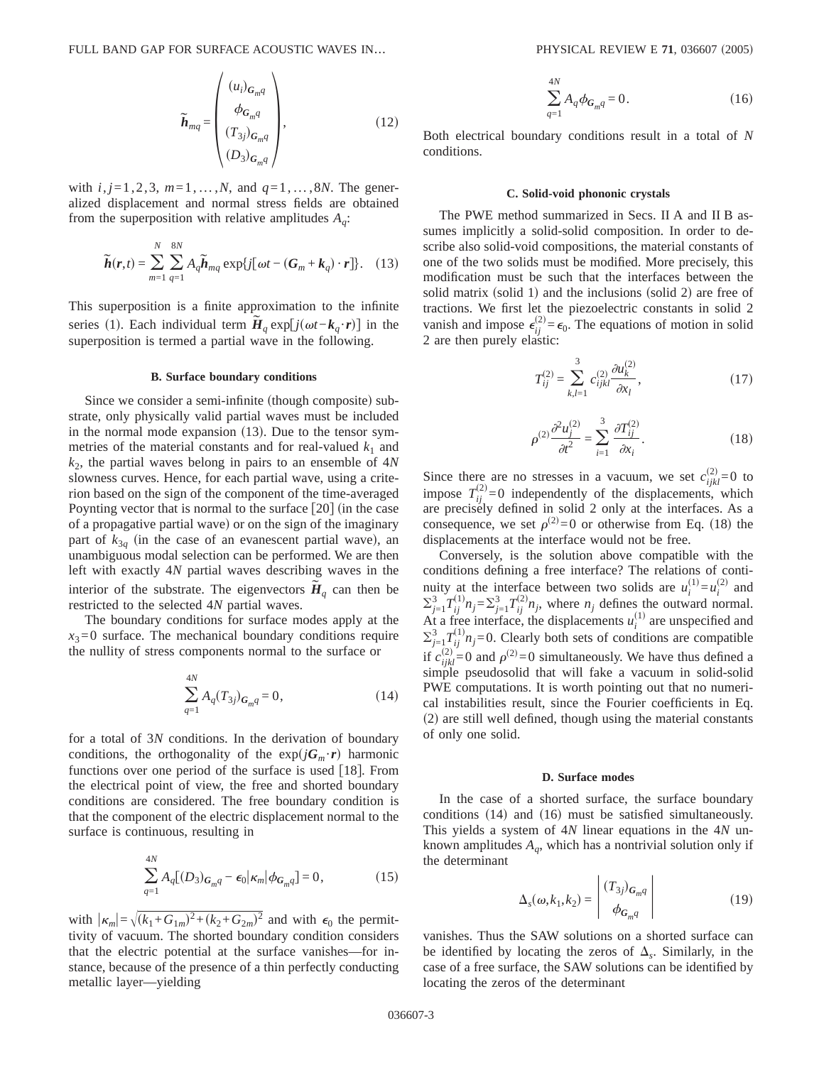$$
\widetilde{\boldsymbol{h}}_{mq} = \begin{pmatrix} (u_i)_{\boldsymbol{G}_m q} \\ \phi_{\boldsymbol{G}_m q} \\ (T_{3j})_{\boldsymbol{G}_m q} \\ (D_3)_{\boldsymbol{G}_m q} \end{pmatrix}, \tag{12}
$$

with $i,j=1,2,3$, $m=1,\ldots,N$, and $q=1,\ldots,8N$. The generalized displacement and normal stress fields are obtained from the superposition with relative amplitudes $A_q$:

$$
\widetilde{\boldsymbol{h}}(\boldsymbol{r},t) = \sum_{m=1}^{N} \sum_{q=1}^{8N} A_q \widetilde{\boldsymbol{h}}_{mq} \exp\{j[\omega t - (\boldsymbol{G}_m + \boldsymbol{k}_q)\cdot \boldsymbol{r}]\}. \tag{13}
$$

This superposition is a finite approximation to the infinite series (1). Each individual term $\widetilde{\boldsymbol{H}}_q \exp[j(\omega t - \boldsymbol{k}_q \cdot \boldsymbol{r})]$ in the superposition is termed a partial wave in the following.

### B. Surface boundary conditions

Since we consider a semi-infinite (though composite) substrate, only physically valid partial waves must be included in the normal mode expansion (13). Due to the tensor symmetries of the material constants and for real-valued $k_1$ and $k_2$, the partial waves belong in pairs to an ensemble of $4N$ slowness curves. Hence, for each partial wave, using a criterion based on the sign of the component of the time-averaged Poynting vector that is normal to the surface [20] (in the case of a propagative partial wave) or on the sign of the imaginary part of $k_{3q}$ (in the case of an evanescent partial wave), an unambiguous modal selection can be performed. We are then left with exactly $4N$ partial waves describing waves in the interior of the substrate. The eigenvectors $\widetilde{\boldsymbol{H}}_q$ can then be restricted to the selected $4N$ partial waves.

The boundary conditions for surface modes apply at the $x_3=0$ surface. The mechanical boundary conditions require the nullity of stress components normal to the surface or

$$
\sum_{q=1}^{4N} A_q (T_{3j})_{\boldsymbol{G}_m q} = 0, \tag{14}
$$

for a total of $3N$ conditions. In the derivation of boundary conditions, the orthogonality of the $\exp(j\boldsymbol{G}_m \cdot \boldsymbol{r})$ harmonic functions over one period of the surface is used [18]. From the electrical point of view, the free and shorted boundary conditions are considered. The free boundary condition is that the component of the electric displacement normal to the surface is continuous, resulting in

$$
\sum_{q=1}^{4N} A_q [(D_3)_{\boldsymbol{G}_m q} - \epsilon_0 |\kappa_m| \phi_{\boldsymbol{G}_m q}] = 0, \tag{15}
$$

with $|\kappa_m| = \sqrt{(k_1+G_{1m})^2 + (k_2+G_{2m})^2}$ and with $\epsilon_0$ the permittivity of vacuum. The shorted boundary condition considers that the electric potential at the surface vanishes—for instance, because of the presence of a thin perfectly conducting metallic layer—yielding

$$
\sum_{q=1}^{4N} A_q \phi_{\boldsymbol{G}_m q} = 0. \tag{16}
$$

Both electrical boundary conditions result in a total of $N$ conditions.

### C. Solid-void phononic crystals

The PWE method summarized in Secs. II A and II B assumes implicitly a solid-solid composition. In order to describe also solid-void compositions, the material constants of one of the two solids must be modified. More precisely, this modification must be such that the interfaces between the solid matrix (solid 1) and the inclusions (solid 2) are free of tractions. We first let the piezoelectric constants in solid 2 vanish and impose $\epsilon_{ij}^{(2)} = \epsilon_0$. The equations of motion in solid 2 are then purely elastic:

$$
T_{ij}^{(2)} = \sum_{k,l=1}^{3} c_{ijkl}^{(2)} \frac{\partial u_k^{(2)}}{\partial x_l}, \tag{17}
$$

$$
\rho^{(2)} \frac{\partial^2 u_j^{(2)}}{\partial t^2} = \sum_{i=1}^{3} \frac{\partial T_{ij}^{(2)}}{\partial x_i}. \tag{18}
$$

Since there are no stresses in a vacuum, we set $c_{ijkl}^{(2)}=0$ to impose $T_{ij}^{(2)}=0$ independently of the displacements, which are precisely defined in solid 2 only at the interfaces. As a consequence, we set $\rho^{(2)}=0$ or otherwise from Eq. (18) the displacements at the interface would not be free.

Conversely, is the solution above compatible with the conditions defining a free interface? The relations of continuity at the interface between two solids are $u_i^{(1)} = u_i^{(2)}$ and $\sum_{j=1}^{3} T_{ij}^{(1)} n_j = \sum_{j=1}^{3} T_{ij}^{(2)} n_j$, where $n_j$ defines the outward normal. At a free interface, the displacements $u_i^{(1)}$ are unspecified and $\sum_{j=1}^{3} T_{ij}^{(1)} n_j = 0$. Clearly both sets of conditions are compatible if $c_{ijkl}^{(2)}=0$ and $\rho^{(2)}=0$ simultaneously. We have thus defined a simple pseudosolid that will fake a vacuum in solid-solid PWE computations. It is worth pointing out that no numerical instabilities result, since the Fourier coefficients in Eq. (2) are still well defined, though using the material constants of only one solid.

### D. Surface modes

In the case of a shorted surface, the surface boundary conditions (14) and (16) must be satisfied simultaneously. This yields a system of $4N$ linear equations in the $4N$ unknown amplitudes $A_q$, which has a nontrivial solution only if the determinant

$$
\Delta_s(\omega, k_1, k_2) = \begin{vmatrix} (T_{3j})_{\boldsymbol{G}_m q} \\ \phi_{\boldsymbol{G}_m q} \end{vmatrix} \tag{19}
$$

vanishes. Thus the SAW solutions on a shorted surface can be identified by locating the zeros of $\Delta_s$. Similarly, in the case of a free surface, the SAW solutions can be identified by locating the zeros of the determinant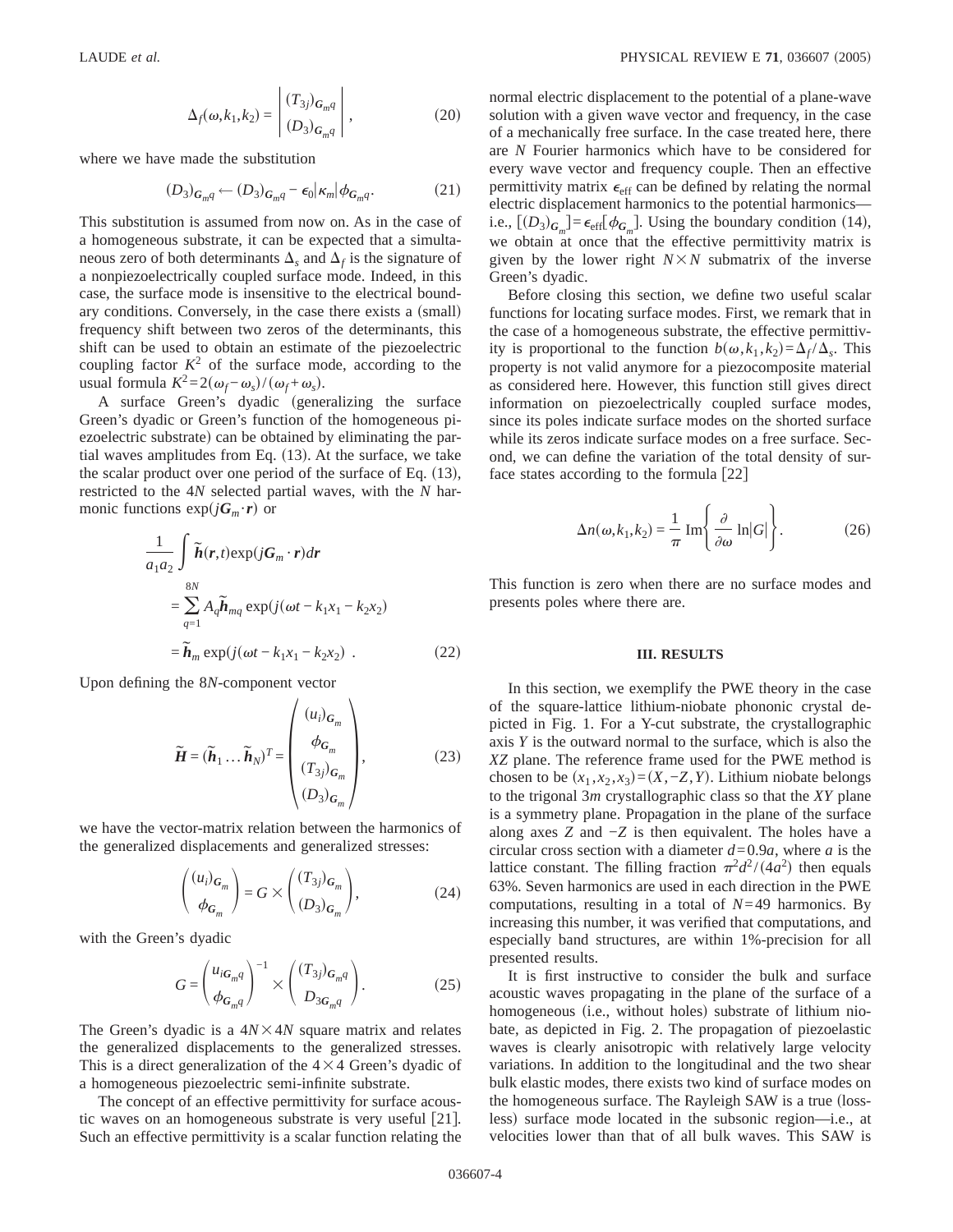$$\Delta_f(\omega,k_1,k_2) = \begin{vmatrix} (T_{3j})_{G_m q} \\ (D_3)_{G_m q} \end{vmatrix}, \tag{20}$$

where we have made the substitution

$$(D_3)_{G_m q} \longleftarrow (D_3)_{G_m q} - \epsilon_0 |\kappa_m| \phi_{G_m q}. \tag{21}$$

This substitution is assumed from now on. As in the case of a homogeneous substrate, it can be expected that a simultaneous zero of both determinants $\Delta_s$ and $\Delta_f$ is the signature of a nonpiezoelectrically coupled surface mode. Indeed, in this case, the surface mode is insensitive to the electrical boundary conditions. Conversely, in the case there exists a (small) frequency shift between two zeros of the determinants, this shift can be used to obtain an estimate of the piezoelectric coupling factor $K^2$ of the surface mode, according to the usual formula $K^2 = 2(\omega_f - \omega_s)/(\omega_f + \omega_s)$.

A surface Green's dyadic (generalizing the surface Green's dyadic or Green's function of the homogeneous piezoelectric substrate) can be obtained by eliminating the partial waves amplitudes from Eq. (13). At the surface, we take the scalar product over one period of the surface of Eq. (13), restricted to the 4$N$ selected partial waves, with the $N$ harmonic functions $\exp(j\boldsymbol{G}_m \cdot \boldsymbol{r})$ or

$$\begin{aligned}
&\frac{1}{a_1 a_2} \int \tilde{\boldsymbol{h}}(\boldsymbol{r},t) \exp(j\boldsymbol{G}_m \cdot \boldsymbol{r}) d\boldsymbol{r} \\
&= \sum_{q=1}^{8N} A_q \tilde{\boldsymbol{h}}_{mq} \exp(j(\omega t - k_1 x_1 - k_2 x_2)) \\
&= \tilde{\boldsymbol{h}}_m \exp(j(\omega t - k_1 x_1 - k_2 x_2)) \ .
\end{aligned} \tag{22}$$

Upon defining the 8$N$-component vector

$$\tilde{\boldsymbol{H}} = (\tilde{\boldsymbol{h}}_1 \ldots \tilde{\boldsymbol{h}}_N)^T = \begin{pmatrix} (u_i)_{G_m} \\ \phi_{G_m} \\ (T_{3j})_{G_m} \\ (D_3)_{G_m} \end{pmatrix}, \tag{23}$$

we have the vector-matrix relation between the harmonics of the generalized displacements and generalized stresses:

$$\begin{pmatrix} (u_i)_{G_m} \\ \phi_{G_m} \end{pmatrix} = G \times \begin{pmatrix} (T_{3j})_{G_m} \\ (D_3)_{G_m} \end{pmatrix}, \tag{24}$$

with the Green's dyadic

$$G = \begin{pmatrix} u_{iG_m q} \\ \phi_{G_m q} \end{pmatrix}^{-1} \times \begin{pmatrix} (T_{3j})_{G_m q} \\ D_{3G_m q} \end{pmatrix}. \tag{25}$$

The Green's dyadic is a $4N \times 4N$ square matrix and relates the generalized displacements to the generalized stresses. This is a direct generalization of the $4 \times 4$ Green's dyadic of a homogeneous piezoelectric semi-infinite substrate.

The concept of an effective permittivity for surface acoustic waves on an homogeneous substrate is very useful [21]. Such an effective permittivity is a scalar function relating the normal electric displacement to the potential of a plane-wave solution with a given wave vector and frequency, in the case of a mechanically free surface. In the case treated here, there are $N$ Fourier harmonics which have to be considered for every wave vector and frequency couple. Then an effective permittivity matrix $\epsilon_{\text{eff}}$ can be defined by relating the normal electric displacement harmonics to the potential harmonics—i.e., $[(D_3)_{G_m}] = \epsilon_{\text{eff}}[\phi_{G_m}]$. Using the boundary condition (14), we obtain at once that the effective permittivity matrix is given by the lower right $N \times N$ submatrix of the inverse Green's dyadic.

Before closing this section, we define two useful scalar functions for locating surface modes. First, we remark that in the case of a homogeneous substrate, the effective permittivity is proportional to the function $b(\omega,k_1,k_2) = \Delta_f/\Delta_s$. This property is not valid anymore for a piezocomposite material as considered here. However, this function still gives direct information on piezoelectrically coupled surface modes, since its poles indicate surface modes on the shorted surface while its zeros indicate surface modes on a free surface. Second, we can define the variation of the total density of surface states according to the formula [22]

$$\Delta n(\omega,k_1,k_2) = \frac{1}{\pi} \operatorname{Im}\left\{ \frac{\partial}{\partial \omega} \ln|G| \right\}. \tag{26}$$

This function is zero when there are no surface modes and presents poles where there are.

## III. RESULTS

In this section, we exemplify the PWE theory in the case of the square-lattice lithium-niobate phononic crystal depicted in Fig. 1. For a Y-cut substrate, the crystallographic axis $Y$ is the outward normal to the surface, which is also the $XZ$ plane. The reference frame used for the PWE method is chosen to be $(x_1,x_2,x_3) = (X,-Z,Y)$. Lithium niobate belongs to the trigonal 3$m$ crystallographic class so that the $XY$ plane is a symmetry plane. Propagation in the plane of the surface along axes $Z$ and $-Z$ is then equivalent. The holes have a circular cross section with a diameter $d = 0.9a$, where $a$ is the lattice constant. The filling fraction $\pi^2 d^2/(4a^2)$ then equals 63%. Seven harmonics are used in each direction in the PWE computations, resulting in a total of $N = 49$ harmonics. By increasing this number, it was verified that computations, and especially band structures, are within 1%-precision for all presented results.

It is first instructive to consider the bulk and surface acoustic waves propagating in the plane of the surface of a homogeneous (i.e., without holes) substrate of lithium niobate, as depicted in Fig. 2. The propagation of piezoelastic waves is clearly anisotropic with relatively large velocity variations. In addition to the longitudinal and the two shear bulk elastic modes, there exists two kind of surface modes on the homogeneous surface. The Rayleigh SAW is a true (lossless) surface mode located in the subsonic region—i.e., at velocities lower than that of all bulk waves. This SAW is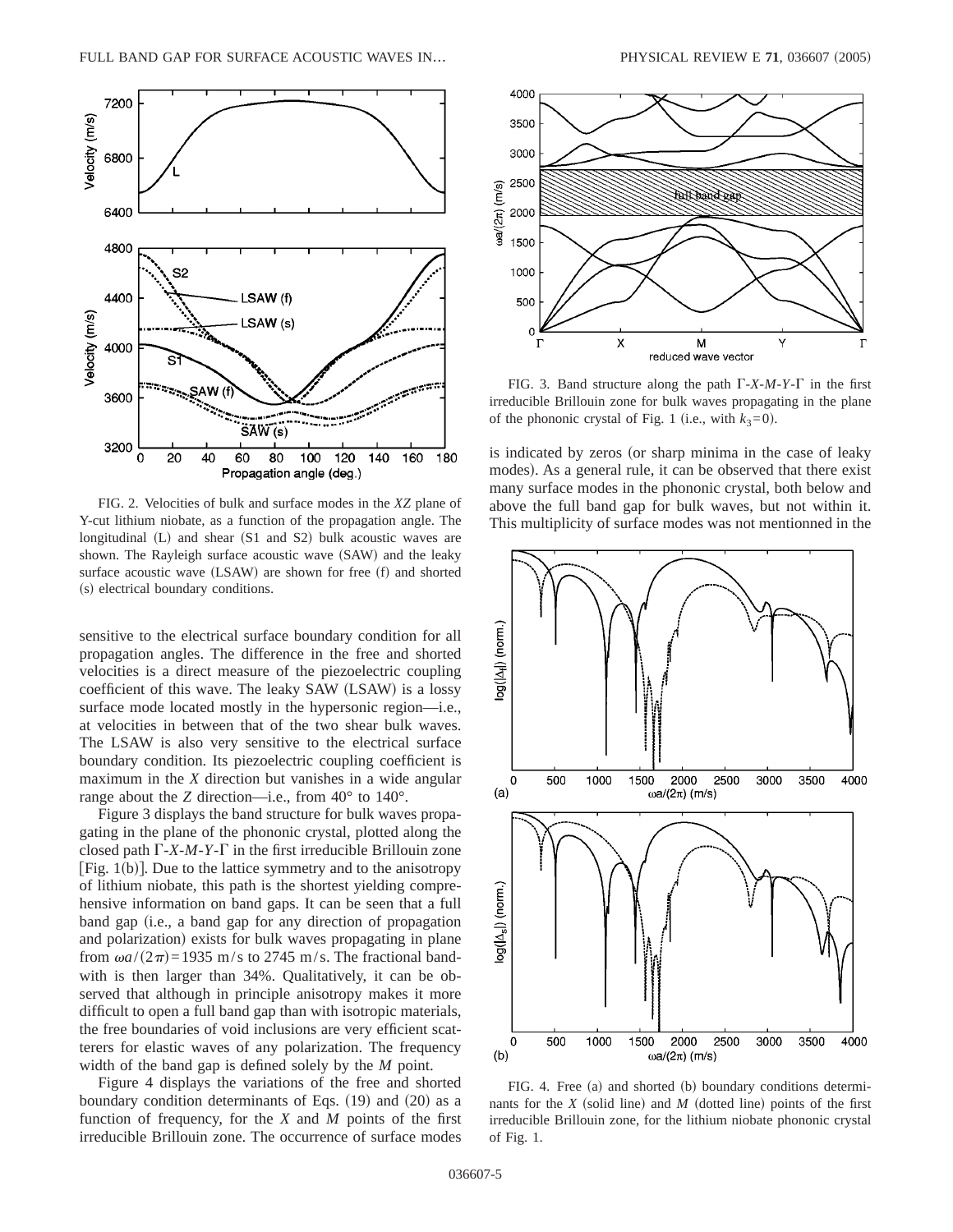FIG. 2. Velocities of bulk and surface modes in the *XZ* plane of Y-cut lithium niobate, as a function of the propagation angle. The longitudinal (L) and shear (S1 and S2) bulk acoustic waves are shown. The Rayleigh surface acoustic wave (SAW) and the leaky surface acoustic wave (LSAW) are shown for free (f) and shorted (s) electrical boundary conditions.

sensitive to the electrical surface boundary condition for all propagation angles. The difference in the free and shorted velocities is a direct measure of the piezoelectric coupling coefficient of this wave. The leaky SAW (LSAW) is a lossy surface mode located mostly in the hypersonic region—i.e., at velocities in between that of the two shear bulk waves. The LSAW is also very sensitive to the electrical surface boundary condition. Its piezoelectric coupling coefficient is maximum in the *X* direction but vanishes in a wide angular range about the *Z* direction—i.e., from 40° to 140°.

Figure 3 displays the band structure for bulk waves propagating in the plane of the phononic crystal, plotted along the closed path Γ-*X*-*M*-*Y*-Γ in the first irreducible Brillouin zone [Fig. 1(b)]. Due to the lattice symmetry and to the anisotropy of lithium niobate, this path is the shortest yielding comprehensive information on band gaps. It can be seen that a full band gap (i.e., a band gap for any direction of propagation and polarization) exists for bulk waves propagating in plane from $\omega a/(2\pi)=1935$ m/s to 2745 m/s. The fractional bandwith is then larger than 34%. Qualitatively, it can be observed that although in principle anisotropy makes it more difficult to open a full band gap than with isotropic materials, the free boundaries of void inclusions are very efficient scatterers for elastic waves of any polarization. The frequency width of the band gap is defined solely by the *M* point.

Figure 4 displays the variations of the free and shorted boundary condition determinants of Eqs. (19) and (20) as a function of frequency, for the *X* and *M* points of the first irreducible Brillouin zone. The occurrence of surface modes

FIG. 3. Band structure along the path Γ-*X*-*M*-*Y*-Γ in the first irreducible Brillouin zone for bulk waves propagating in the plane of the phononic crystal of Fig. 1 (i.e., with $k_3=0$).

is indicated by zeros (or sharp minima in the case of leaky modes). As a general rule, it can be observed that there exist many surface modes in the phononic crystal, both below and above the full band gap for bulk waves, but not within it. This multiplicity of surface modes was not mentionned in the

FIG. 4. Free (a) and shorted (b) boundary conditions determinants for the *X* (solid line) and *M* (dotted line) points of the first irreducible Brillouin zone, for the lithium niobate phononic crystal of Fig. 1.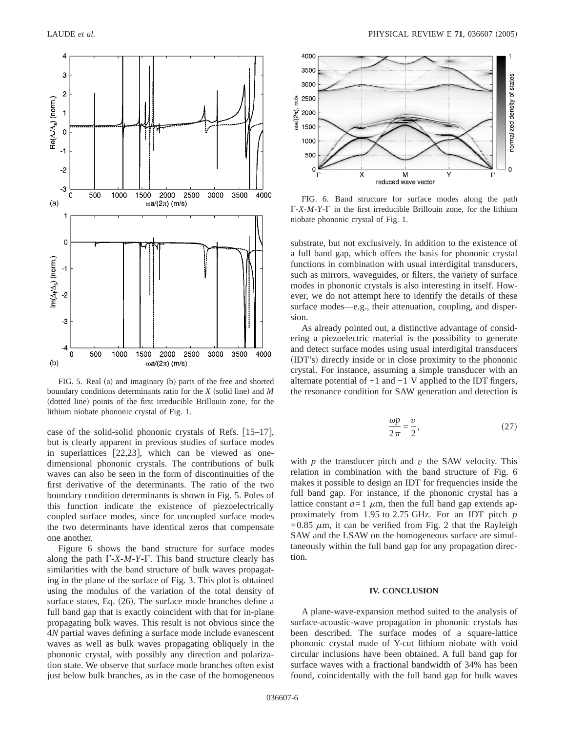FIG. 5. Real (a) and imaginary (b) parts of the free and shorted boundary conditions determinants ratio for the $X$ (solid line) and $M$ (dotted line) points of the first irreducible Brillouin zone, for the lithium niobate phononic crystal of Fig. 1.

case of the solid-solid phononic crystals of Refs. [15–17], but is clearly apparent in previous studies of surface modes in superlattices [22,23], which can be viewed as one-dimensional phononic crystals. The contributions of bulk waves can also be seen in the form of discontinuities of the first derivative of the determinants. The ratio of the two boundary condition determinants is shown in Fig. 5. Poles of this function indicate the existence of piezoelectrically coupled surface modes, since for uncoupled surface modes the two determinants have identical zeros that compensate one another.

Figure 6 shows the band structure for surface modes along the path Γ-*X*-*M*-*Y*-Γ. This band structure clearly has similarities with the band structure of bulk waves propagating in the plane of the surface of Fig. 3. This plot is obtained using the modulus of the variation of the total density of surface states, Eq. (26). The surface mode branches define a full band gap that is exactly coincident with that for in-plane propagating bulk waves. This result is not obvious since the $4N$ partial waves defining a surface mode include evanescent waves as well as bulk waves propagating obliquely in the phononic crystal, with possibly any direction and polarization state. We observe that surface mode branches often exist just below bulk branches, as in the case of the homogeneous substrate, but not exclusively. In addition to the existence of a full band gap, which offers the basis for phononic crystal functions in combination with usual interdigital transducers, such as mirrors, waveguides, or filters, the variety of surface modes in phononic crystals is also interesting in itself. However, we do not attempt here to identify the details of these surface modes—e.g., their attenuation, coupling, and dispersion.

FIG. 6. Band structure for surface modes along the path Γ-*X*-*M*-*Y*-Γ in the first irreducible Brillouin zone, for the lithium niobate phononic crystal of Fig. 1.

As already pointed out, a distinctive advantage of considering a piezoelectric material is the possibility to generate and detect surface modes using usual interdigital transducers (IDT's) directly inside or in close proximity to the phononic crystal. For instance, assuming a simple transducer with an alternate potential of +1 and −1 V applied to the IDT fingers, the resonance condition for SAW generation and detection is

$$\frac{\omega p}{2\pi} = \frac{v}{2}, \tag{27}$$

with $p$ the transducer pitch and $v$ the SAW velocity. This relation in combination with the band structure of Fig. 6 makes it possible to design an IDT for frequencies inside the full band gap. For instance, if the phononic crystal has a lattice constant $a = 1\ \mu$m, then the full band gap extends approximately from 1.95 to 2.75 GHz. For an IDT pitch $p = 0.85\ \mu$m, it can be verified from Fig. 2 that the Rayleigh SAW and the LSAW on the homogeneous surface are simultaneously within the full band gap for any propagation direction.

## IV. CONCLUSION

A plane-wave-expansion method suited to the analysis of surface-acoustic-wave propagation in phononic crystals has been described. The surface modes of a square-lattice phononic crystal made of Y-cut lithium niobate with void circular inclusions have been obtained. A full band gap for surface waves with a fractional bandwidth of 34% has been found, coincidentally with the full band gap for bulk waves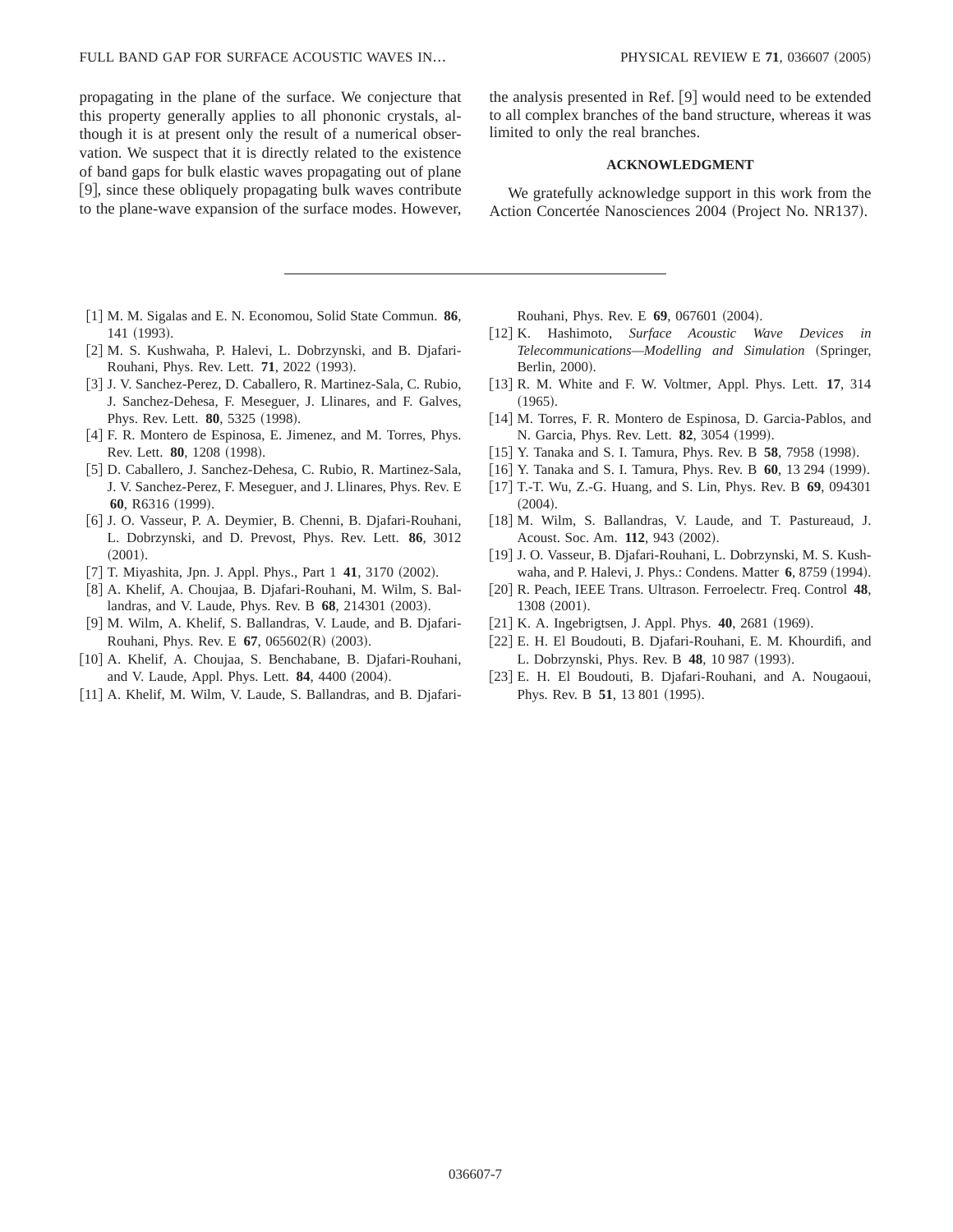propagating in the plane of the surface. We conjecture that this property generally applies to all phononic crystals, although it is at present only the result of a numerical observation. We suspect that it is directly related to the existence of band gaps for bulk elastic waves propagating out of plane [9], since these obliquely propagating bulk waves contribute to the plane-wave expansion of the surface modes. However, the analysis presented in Ref. [9] would need to be extended to all complex branches of the band structure, whereas it was limited to only the real branches.

## ACKNOWLEDGMENT

We gratefully acknowledge support in this work from the Action Concertée Nanosciences 2004 (Project No. NR137).

---

[1] M. M. Sigalas and E. N. Economou, Solid State Commun. **86**, 141 (1993).

[2] M. S. Kushwaha, P. Halevi, L. Dobrzynski, and B. Djafari-Rouhani, Phys. Rev. Lett. **71**, 2022 (1993).

[3] J. V. Sanchez-Perez, D. Caballero, R. Martinez-Sala, C. Rubio, J. Sanchez-Dehesa, F. Meseguer, J. Llinares, and F. Galves, Phys. Rev. Lett. **80**, 5325 (1998).

[4] F. R. Montero de Espinosa, E. Jimenez, and M. Torres, Phys. Rev. Lett. **80**, 1208 (1998).

[5] D. Caballero, J. Sanchez-Dehesa, C. Rubio, R. Martinez-Sala, J. V. Sanchez-Perez, F. Meseguer, and J. Llinares, Phys. Rev. E **60**, R6316 (1999).

[6] J. O. Vasseur, P. A. Deymier, B. Chenni, B. Djafari-Rouhani, L. Dobrzynski, and D. Prevost, Phys. Rev. Lett. **86**, 3012 (2001).

[7] T. Miyashita, Jpn. J. Appl. Phys., Part 1 **41**, 3170 (2002).

[8] A. Khelif, A. Choujaa, B. Djafari-Rouhani, M. Wilm, S. Ballandras, and V. Laude, Phys. Rev. B **68**, 214301 (2003).

[9] M. Wilm, A. Khelif, S. Ballandras, V. Laude, and B. Djafari-Rouhani, Phys. Rev. E **67**, 065602(R) (2003).

[10] A. Khelif, A. Choujaa, S. Benchabane, B. Djafari-Rouhani, and V. Laude, Appl. Phys. Lett. **84**, 4400 (2004).

[11] A. Khelif, M. Wilm, V. Laude, S. Ballandras, and B. Djafari-Rouhani, Phys. Rev. E **69**, 067601 (2004).

[12] K. Hashimoto, *Surface Acoustic Wave Devices in Telecommunications—Modelling and Simulation* (Springer, Berlin, 2000).

[13] R. M. White and F. W. Voltmer, Appl. Phys. Lett. **17**, 314 (1965).

[14] M. Torres, F. R. Montero de Espinosa, D. Garcia-Pablos, and N. Garcia, Phys. Rev. Lett. **82**, 3054 (1999).

[15] Y. Tanaka and S. I. Tamura, Phys. Rev. B **58**, 7958 (1998).

[16] Y. Tanaka and S. I. Tamura, Phys. Rev. B **60**, 13 294 (1999).

[17] T.-T. Wu, Z.-G. Huang, and S. Lin, Phys. Rev. B **69**, 094301 (2004).

[18] M. Wilm, S. Ballandras, V. Laude, and T. Pastureaud, J. Acoust. Soc. Am. **112**, 943 (2002).

[19] J. O. Vasseur, B. Djafari-Rouhani, L. Dobrzynski, M. S. Kushwaha, and P. Halevi, J. Phys.: Condens. Matter **6**, 8759 (1994).

[20] R. Peach, IEEE Trans. Ultrason. Ferroelectr. Freq. Control **48**, 1308 (2001).

[21] K. A. Ingebrigtsen, J. Appl. Phys. **40**, 2681 (1969).

[22] E. H. El Boudouti, B. Djafari-Rouhani, E. M. Khourdifi, and L. Dobrzynski, Phys. Rev. B **48**, 10 987 (1993).

[23] E. H. El Boudouti, B. Djafari-Rouhani, and A. Nougaoui, Phys. Rev. B **51**, 13 801 (1995).